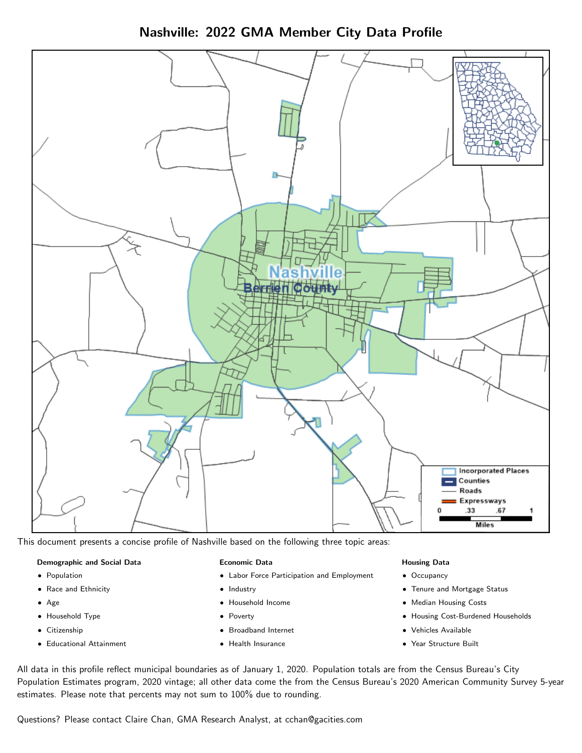# Nashville: 2022 GMA Member City Data Profile

This document presents a concise profile of Nashville based on the following three topic areas:

**Demographic and Social Data**

- Population
- Race and Ethnicity
- Age
- Household Type
- Citizenship
- Educational Attainment

**Economic Data**

- Labor Force Participation and Employment
- Industry
- Household Income
- Poverty
- Broadband Internet
- Health Insurance

**Housing Data**

- Occupancy
- Tenure and Mortgage Status
- Median Housing Costs
- Housing Cost-Burdened Households
- Vehicles Available
- Year Structure Built

All data in this profile reflect municipal boundaries as of January 1, 2020. Population totals are from the Census Bureau's City Population Estimates program, 2020 vintage; all other data come the from the Census Bureau's 2020 American Community Survey 5-year estimates. Please note that percents may not sum to 100% due to rounding.

Questions? Please contact Claire Chan, GMA Research Analyst, at cchan@gacities.com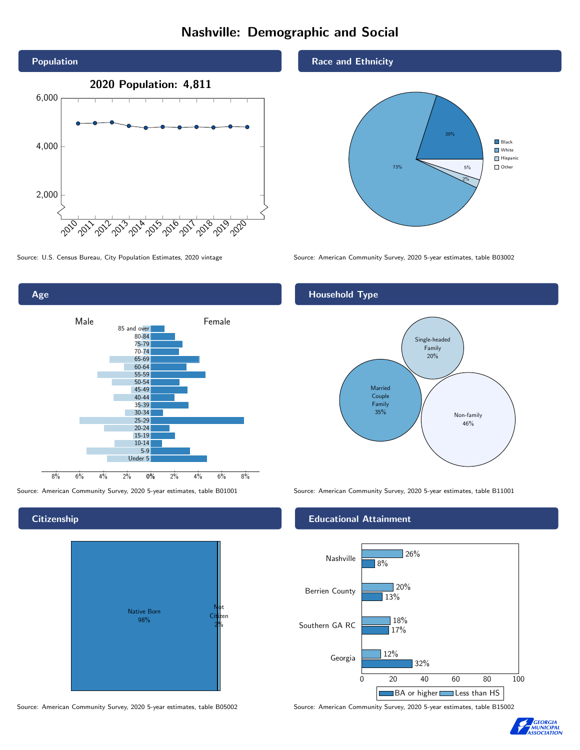# Nashville: Demographic and Social

## Population

2020 Population: 4,811

Source: U.S. Census Bureau, City Population Estimates, 2020 vintage

## Race and Ethnicity

| Race/Ethnicity | Percent |
| --- | --- |
| Black | 20% |
| White | 73% |
| Hispanic | 2% |
| Other | 5% |

Source: American Community Survey, 2020 5-year estimates, table B03002

## Age

Source: American Community Survey, 2020 5-year estimates, table B01001

## Household Type

| Household Type | Percent |
| --- | --- |
| Single-headed Family | 20% |
| Married Couple Family | 35% |
| Non-family | 46% |

Source: American Community Survey, 2020 5-year estimates, table B11001

## Citizenship

| Citizenship | Percent |
| --- | --- |
| Native Born | 98% |
| Not Citizen | 2% |

Source: American Community Survey, 2020 5-year estimates, table B05002

## Educational Attainment

| Area | Less than HS | BA or higher |
| --- | --- | --- |
| Nashville | 26% | 8% |
| Berrien County | 20% | 13% |
| Southern GA RC | 18% | 17% |
| Georgia | 12% | 32% |

Source: American Community Survey, 2020 5-year estimates, table B15002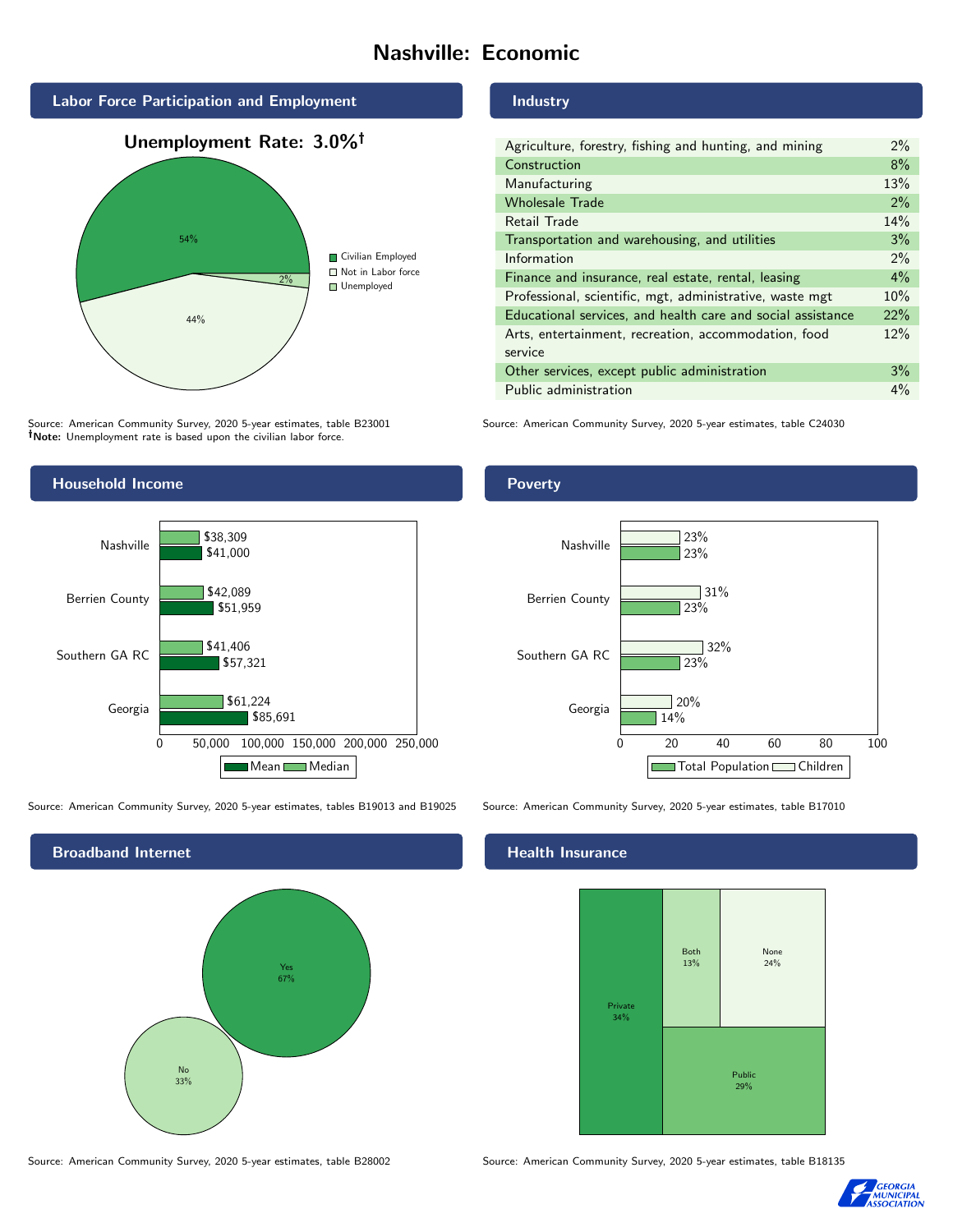# Nashville: Economic

## Labor Force Participation and Employment

**Unemployment Rate: 3.0%†**

| Category | Percent |
| --- | --- |
| Civilian Employed | 54% |
| Not in Labor force | 44% |
| Unemployed | 2% |

Source: American Community Survey, 2020 5-year estimates, table B23001
**†Note:** Unemployment rate is based upon the civilian labor force.

## Industry

| Industry | Percent |
| --- | --- |
| Agriculture, forestry, fishing and hunting, and mining | 2% |
| Construction | 8% |
| Manufacturing | 13% |
| Wholesale Trade | 2% |
| Retail Trade | 14% |
| Transportation and warehousing, and utilities | 3% |
| Information | 2% |
| Finance and insurance, real estate, rental, leasing | 4% |
| Professional, scientific, mgt, administrative, waste mgt | 10% |
| Educational services, and health care and social assistance | 22% |
| Arts, entertainment, recreation, accommodation, food service | 12% |
| Other services, except public administration | 3% |
| Public administration | 4% |

Source: American Community Survey, 2020 5-year estimates, table C24030

## Household Income

| | Median | Mean |
| --- | --- | --- |
| Nashville | $38,309 | $41,000 |
| Berrien County | $42,089 | $51,959 |
| Southern GA RC | $41,406 | $57,321 |
| Georgia | $61,224 | $85,691 |

Source: American Community Survey, 2020 5-year estimates, tables B19013 and B19025

## Poverty

| | Children | Total Population |
| --- | --- | --- |
| Nashville | 23% | 23% |
| Berrien County | 31% | 23% |
| Southern GA RC | 32% | 23% |
| Georgia | 20% | 14% |

Source: American Community Survey, 2020 5-year estimates, table B17010

## Broadband Internet

| Broadband | Percent |
| --- | --- |
| Yes | 67% |
| No | 33% |

Source: American Community Survey, 2020 5-year estimates, table B28002

## Health Insurance

| Coverage | Percent |
| --- | --- |
| Private | 34% |
| Both | 13% |
| None | 24% |
| Public | 29% |

Source: American Community Survey, 2020 5-year estimates, table B18135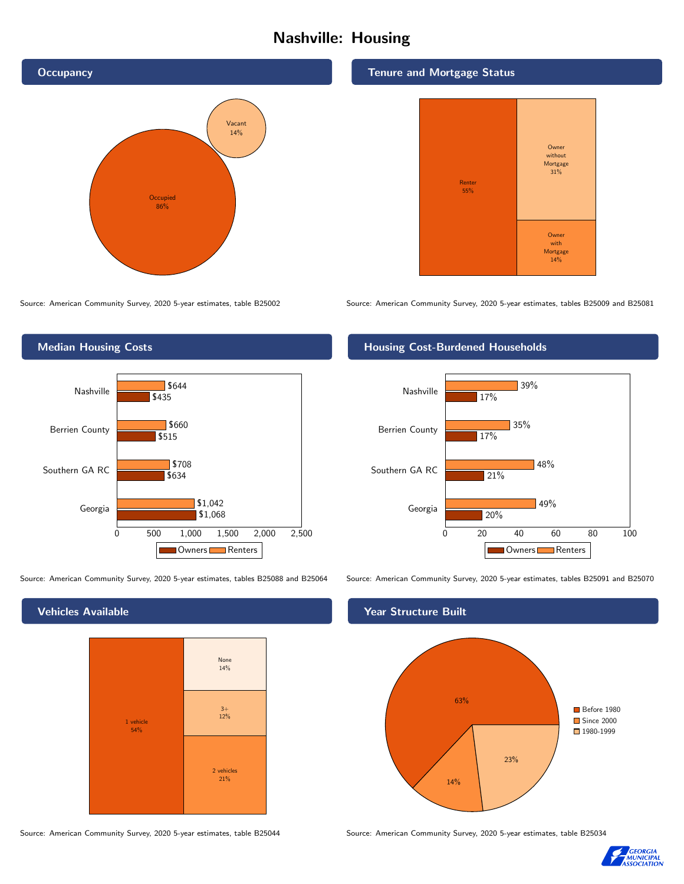# Nashville: Housing

## Occupancy

Vacant
14%

Occupied
86%

Source: American Community Survey, 2020 5-year estimates, table B25002

## Tenure and Mortgage Status

Renter
55%

Owner without Mortgage
31%

Owner with Mortgage
14%

Source: American Community Survey, 2020 5-year estimates, tables B25009 and B25081

## Median Housing Costs

Nashville
$644
$435

Berrien County
$660
$515

Southern GA RC
$708
$634

Georgia
$1,042
$1,068

0 500 1,000 1,500 2,000 2,500

Owners Renters

Source: American Community Survey, 2020 5-year estimates, tables B25088 and B25064

## Housing Cost-Burdened Households

Nashville
39%
17%

Berrien County
35%
17%

Southern GA RC
48%
21%

Georgia
49%
20%

0 20 40 60 80 100

Owners Renters

Source: American Community Survey, 2020 5-year estimates, tables B25091 and B25070

## Vehicles Available

1 vehicle
54%

None
14%

3+
12%

2 vehicles
21%

Source: American Community Survey, 2020 5-year estimates, table B25044

## Year Structure Built

63%
14%
23%

Before 1980
Since 2000
1980-1999

Source: American Community Survey, 2020 5-year estimates, table B25034

GEORGIA MUNICIPAL ASSOCIATION